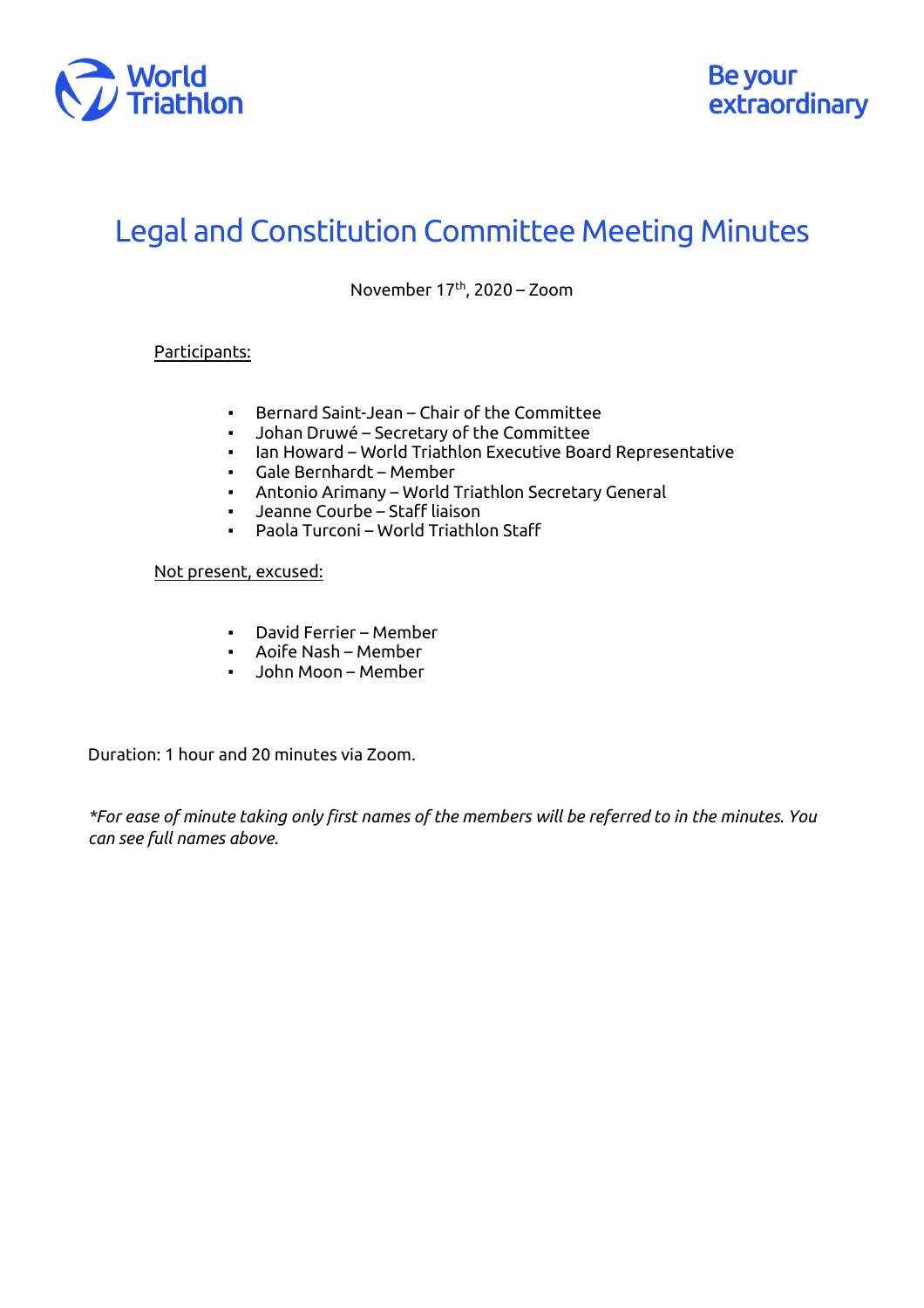# Legal and Constitution Committee Meeting Minutes

November 17th, 2020 – Zoom

Participants:

- Bernard Saint-Jean – Chair of the Committee
- Johan Druwé – Secretary of the Committee
- Ian Howard – World Triathlon Executive Board Representative
- Gale Bernhardt – Member
- Antonio Arimany – World Triathlon Secretary General
- Jeanne Courbe – Staff liaison
- Paola Turconi – World Triathlon Staff

Not present, excused:

- David Ferrier – Member
- Aoife Nash – Member
- John Moon – Member

Duration: 1 hour and 20 minutes via Zoom.

*\*For ease of minute taking only first names of the members will be referred to in the minutes. You can see full names above.*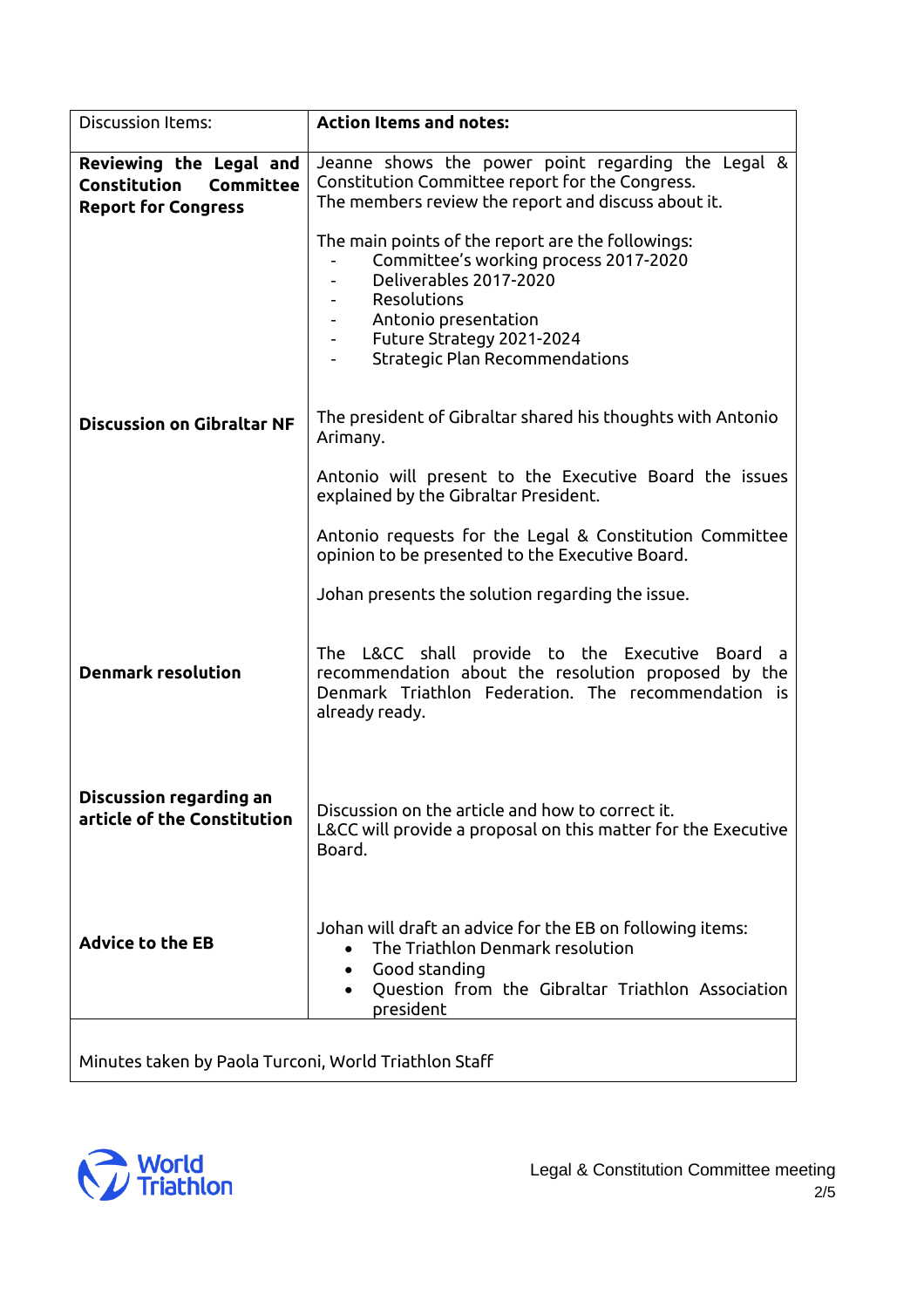| Discussion Items: | **Action Items and notes:** |
|---|---|
| **Reviewing the Legal and Constitution Committee Report for Congress** | Jeanne shows the power point regarding the Legal & Constitution Committee report for the Congress.<br>The members review the report and discuss about it.<br><br>The main points of the report are the followings:<br>- Committee's working process 2017-2020<br>- Deliverables 2017-2020<br>- Resolutions<br>- Antonio presentation<br>- Future Strategy 2021-2024<br>- Strategic Plan Recommendations |
| **Discussion on Gibraltar NF** | The president of Gibraltar shared his thoughts with Antonio Arimany.<br><br>Antonio will present to the Executive Board the issues explained by the Gibraltar President.<br><br>Antonio requests for the Legal & Constitution Committee opinion to be presented to the Executive Board.<br><br>Johan presents the solution regarding the issue. |
| **Denmark resolution** | The L&CC shall provide to the Executive Board a recommendation about the resolution proposed by the Denmark Triathlon Federation. The recommendation is already ready. |
| **Discussion regarding an article of the Constitution** | Discussion on the article and how to correct it.<br>L&CC will provide a proposal on this matter for the Executive Board. |
| **Advice to the EB** | Johan will draft an advice for the EB on following items:<br>• The Triathlon Denmark resolution<br>• Good standing<br>• Question from the Gibraltar Triathlon Association president |

Minutes taken by Paola Turconi, World Triathlon Staff